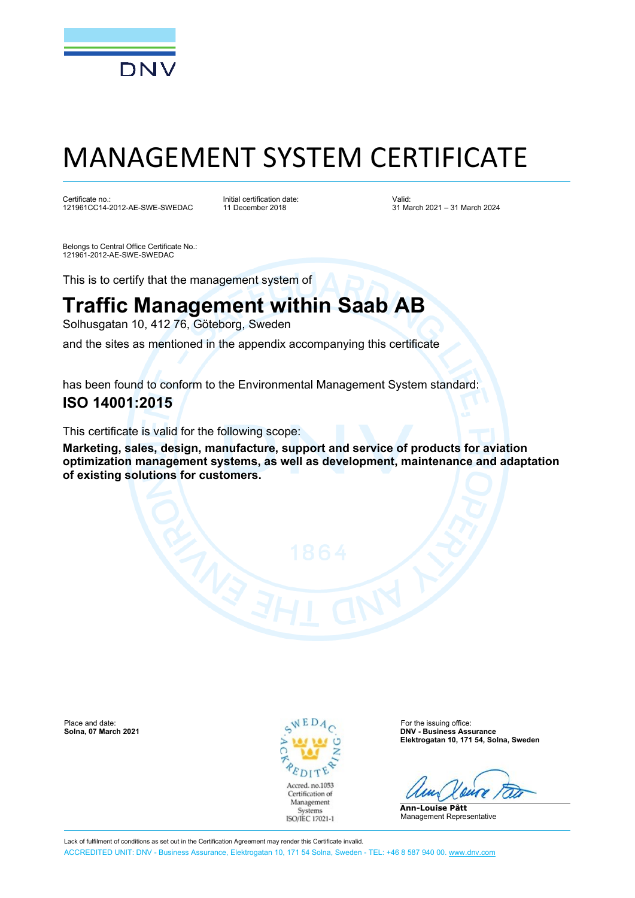DNV

# MANAGEMENT SYSTEM CERTIFICATE

Certificate no.:
121961CC14-2012-AE-SWE-SWEDAC

Initial certification date:
11 December 2018

Valid:
31 March 2021 – 31 March 2024

Belongs to Central Office Certificate No.:
121961-2012-AE-SWE-SWEDAC

This is to certify that the management system of

## Traffic Management within Saab AB

Solhusgatan 10, 412 76, Göteborg, Sweden

and the sites as mentioned in the appendix accompanying this certificate

has been found to conform to the Environmental Management System standard:

### ISO 14001:2015

This certificate is valid for the following scope:

**Marketing, sales, design, manufacture, support and service of products for aviation optimization management systems, as well as development, maintenance and adaptation of existing solutions for customers.**

Place and date:
**Solna, 07 March 2021**

SWEDAC ACKREDITERING
Accred. no.1053
Certification of Management Systems
ISO/IEC 17021-1

For the issuing office:
**DNV - Business Assurance**
**Elektrogatan 10, 171 54, Solna, Sweden**

**Ann-Louise Pått**
Management Representative

Lack of fulfilment of conditions as set out in the Certification Agreement may render this Certificate invalid.

ACCREDITED UNIT: DNV - Business Assurance, Elektrogatan 10, 171 54 Solna, Sweden - TEL: +46 8 587 940 00. www.dnv.com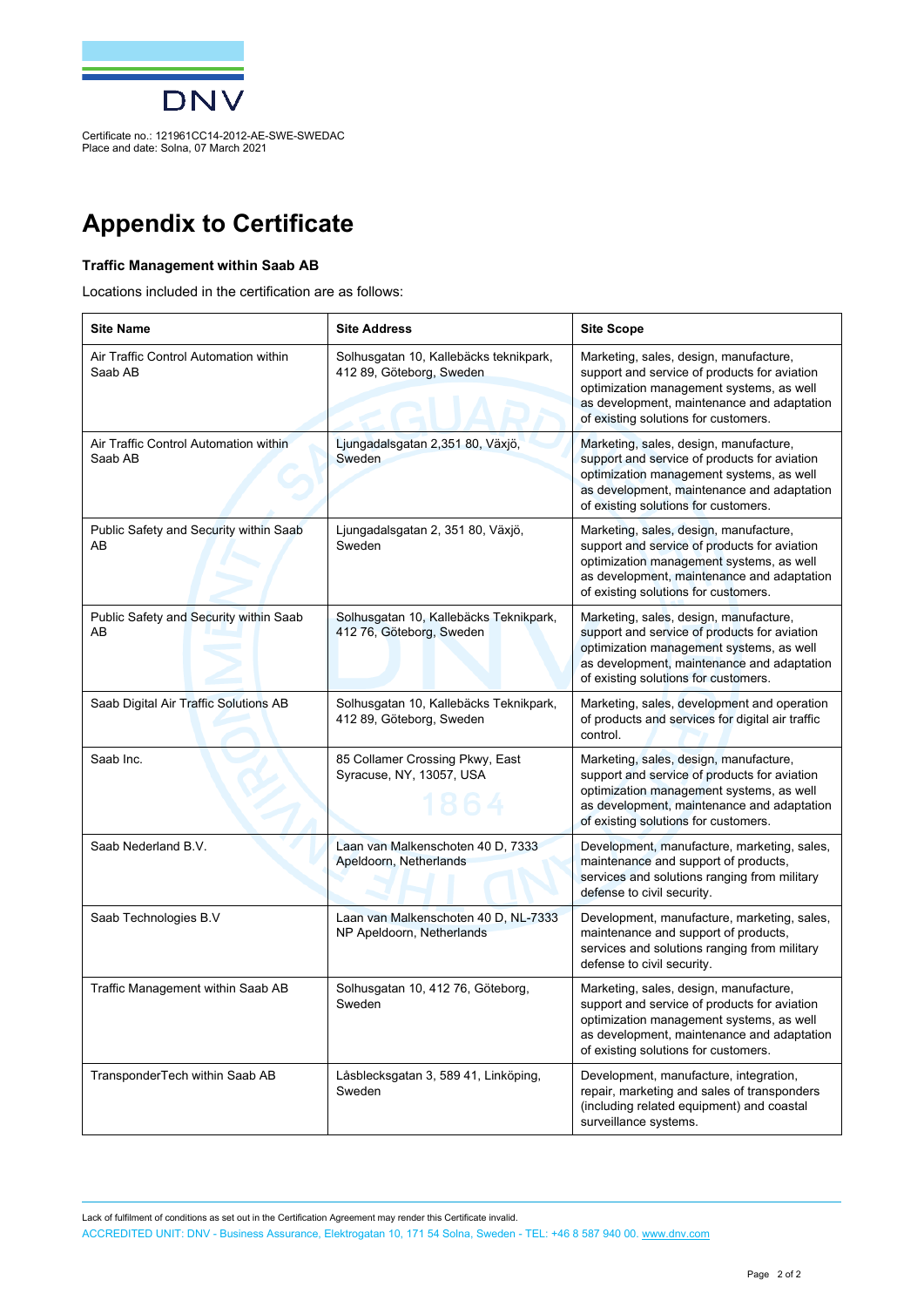Certificate no.: 121961CC14-2012-AE-SWE-SWEDAC
Place and date: Solna, 07 March 2021

# Appendix to Certificate

**Traffic Management within Saab AB**

Locations included in the certification are as follows:

| Site Name | Site Address | Site Scope |
|---|---|---|
| Air Traffic Control Automation within Saab AB | Solhusgatan 10, Kallebäcks teknikpark, 412 89, Göteborg, Sweden | Marketing, sales, design, manufacture, support and service of products for aviation optimization management systems, as well as development, maintenance and adaptation of existing solutions for customers. |
| Air Traffic Control Automation within Saab AB | Ljungadalsgatan 2,351 80, Växjö, Sweden | Marketing, sales, design, manufacture, support and service of products for aviation optimization management systems, as well as development, maintenance and adaptation of existing solutions for customers. |
| Public Safety and Security within Saab AB | Ljungadalsgatan 2, 351 80, Växjö, Sweden | Marketing, sales, design, manufacture, support and service of products for aviation optimization management systems, as well as development, maintenance and adaptation of existing solutions for customers. |
| Public Safety and Security within Saab AB | Solhusgatan 10, Kallebäcks Teknikpark, 412 76, Göteborg, Sweden | Marketing, sales, design, manufacture, support and service of products for aviation optimization management systems, as well as development, maintenance and adaptation of existing solutions for customers. |
| Saab Digital Air Traffic Solutions AB | Solhusgatan 10, Kallebäcks Teknikpark, 412 89, Göteborg, Sweden | Marketing, sales, development and operation of products and services for digital air traffic control. |
| Saab Inc. | 85 Collamer Crossing Pkwy, East Syracuse, NY, 13057, USA | Marketing, sales, design, manufacture, support and service of products for aviation optimization management systems, as well as development, maintenance and adaptation of existing solutions for customers. |
| Saab Nederland B.V. | Laan van Malkenschoten 40 D, 7333 Apeldoorn, Netherlands | Development, manufacture, marketing, sales, maintenance and support of products, services and solutions ranging from military defense to civil security. |
| Saab Technologies B.V | Laan van Malkenschoten 40 D, NL-7333 NP Apeldoorn, Netherlands | Development, manufacture, marketing, sales, maintenance and support of products, services and solutions ranging from military defense to civil security. |
| Traffic Management within Saab AB | Solhusgatan 10, 412 76, Göteborg, Sweden | Marketing, sales, design, manufacture, support and service of products for aviation optimization management systems, as well as development, maintenance and adaptation of existing solutions for customers. |
| TransponderTech within Saab AB | Låsblecksgatan 3, 589 41, Linköping, Sweden | Development, manufacture, integration, repair, marketing and sales of transponders (including related equipment) and coastal surveillance systems. |

Lack of fulfilment of conditions as set out in the Certification Agreement may render this Certificate invalid.
ACCREDITED UNIT: DNV - Business Assurance, Elektrogatan 10, 171 54 Solna, Sweden - TEL: +46 8 587 940 00. www.dnv.com